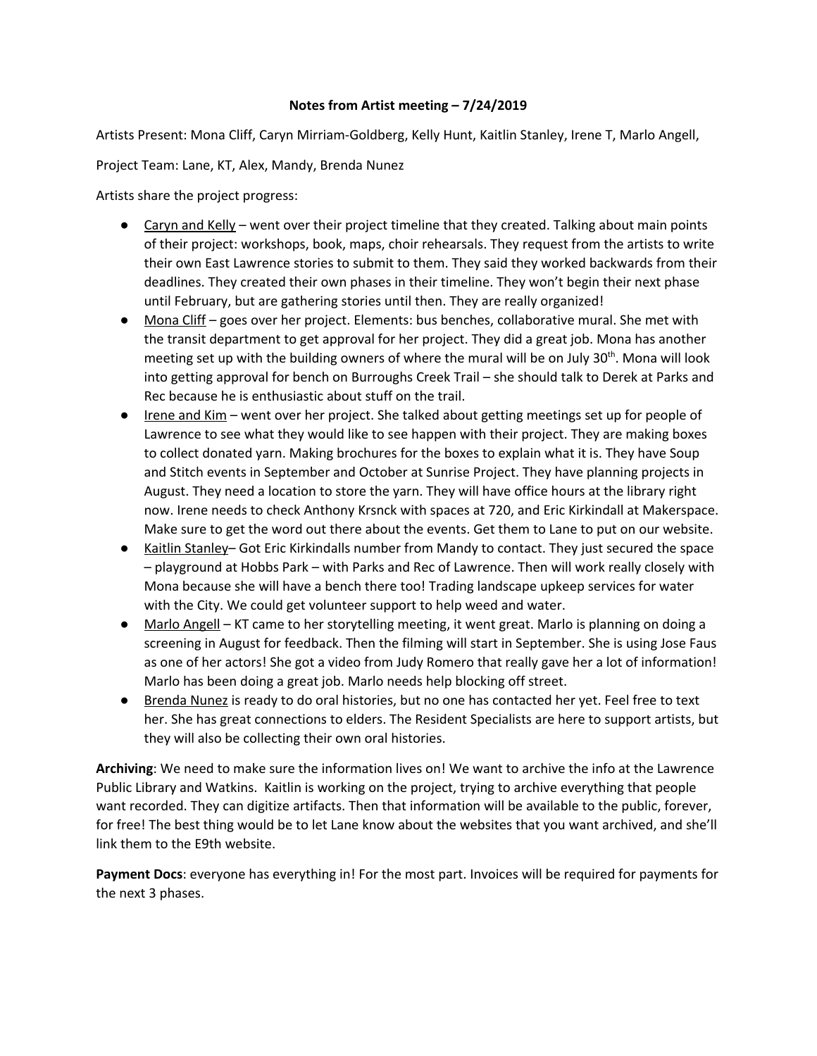# Notes from Artist meeting – 7/24/2019

Artists Present: Mona Cliff, Caryn Mirriam-Goldberg, Kelly Hunt, Kaitlin Stanley, Irene T, Marlo Angell,

Project Team: Lane, KT, Alex, Mandy, Brenda Nunez

Artists share the project progress:

- Caryn and Kelly – went over their project timeline that they created. Talking about main points of their project: workshops, book, maps, choir rehearsals. They request from the artists to write their own East Lawrence stories to submit to them. They said they worked backwards from their deadlines. They created their own phases in their timeline. They won't begin their next phase until February, but are gathering stories until then. They are really organized!
- Mona Cliff – goes over her project. Elements: bus benches, collaborative mural. She met with the transit department to get approval for her project. They did a great job. Mona has another meeting set up with the building owners of where the mural will be on July 30th. Mona will look into getting approval for bench on Burroughs Creek Trail – she should talk to Derek at Parks and Rec because he is enthusiastic about stuff on the trail.
- Irene and Kim – went over her project. She talked about getting meetings set up for people of Lawrence to see what they would like to see happen with their project. They are making boxes to collect donated yarn. Making brochures for the boxes to explain what it is. They have Soup and Stitch events in September and October at Sunrise Project. They have planning projects in August. They need a location to store the yarn. They will have office hours at the library right now. Irene needs to check Anthony Krsnck with spaces at 720, and Eric Kirkindall at Makerspace. Make sure to get the word out there about the events. Get them to Lane to put on our website.
- Kaitlin Stanley– Got Eric Kirkindalls number from Mandy to contact. They just secured the space – playground at Hobbs Park – with Parks and Rec of Lawrence. Then will work really closely with Mona because she will have a bench there too! Trading landscape upkeep services for water with the City. We could get volunteer support to help weed and water.
- Marlo Angell – KT came to her storytelling meeting, it went great. Marlo is planning on doing a screening in August for feedback. Then the filming will start in September. She is using Jose Faus as one of her actors! She got a video from Judy Romero that really gave her a lot of information! Marlo has been doing a great job. Marlo needs help blocking off street.
- Brenda Nunez is ready to do oral histories, but no one has contacted her yet. Feel free to text her. She has great connections to elders. The Resident Specialists are here to support artists, but they will also be collecting their own oral histories.

**Archiving**: We need to make sure the information lives on! We want to archive the info at the Lawrence Public Library and Watkins. Kaitlin is working on the project, trying to archive everything that people want recorded. They can digitize artifacts. Then that information will be available to the public, forever, for free! The best thing would be to let Lane know about the websites that you want archived, and she'll link them to the E9th website.

**Payment Docs**: everyone has everything in! For the most part. Invoices will be required for payments for the next 3 phases.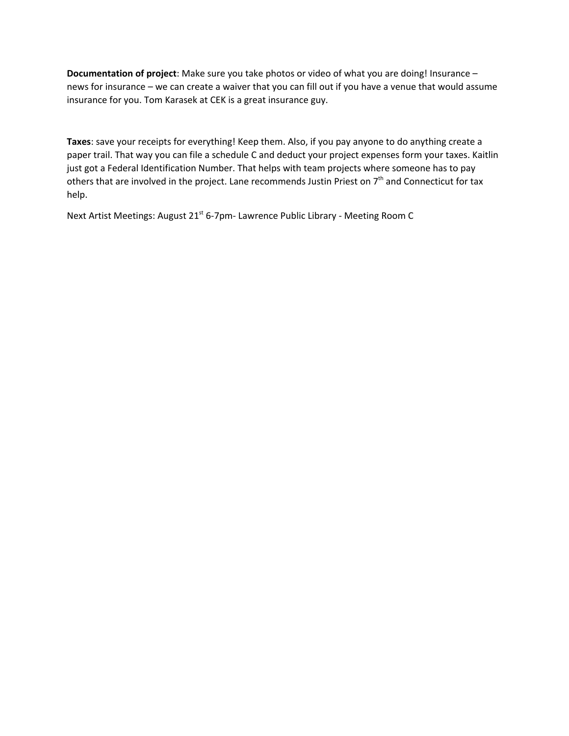**Documentation of project**: Make sure you take photos or video of what you are doing! Insurance – news for insurance – we can create a waiver that you can fill out if you have a venue that would assume insurance for you. Tom Karasek at CEK is a great insurance guy.

**Taxes**: save your receipts for everything! Keep them. Also, if you pay anyone to do anything create a paper trail. That way you can file a schedule C and deduct your project expenses form your taxes. Kaitlin just got a Federal Identification Number. That helps with team projects where someone has to pay others that are involved in the project. Lane recommends Justin Priest on 7th and Connecticut for tax help.

Next Artist Meetings: August 21st 6-7pm- Lawrence Public Library - Meeting Room C